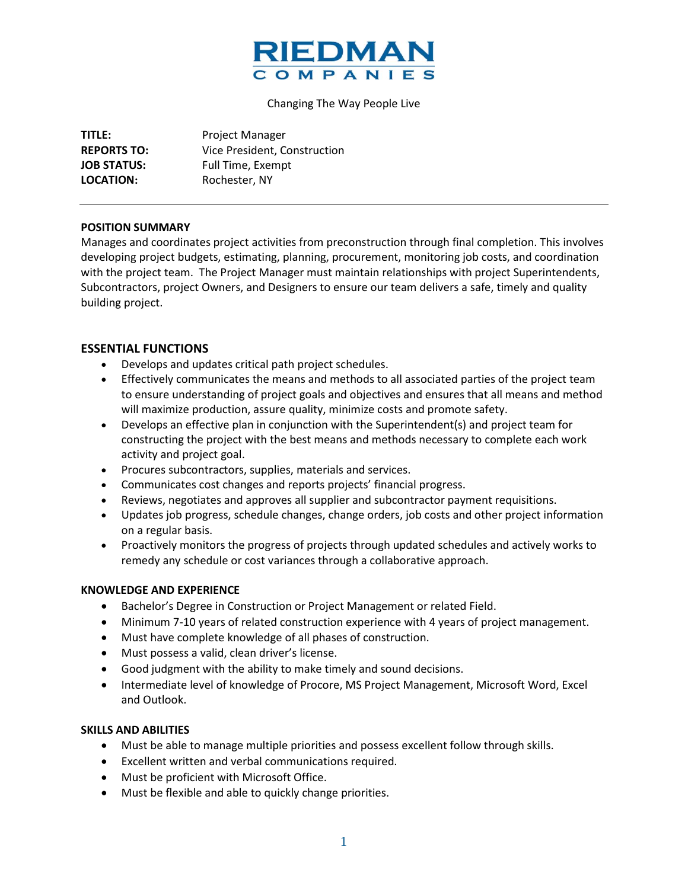# RIEDMAN COMPANIES

Changing The Way People Live

**TITLE:** Project Manager
**REPORTS TO:** Vice President, Construction
**JOB STATUS:** Full Time, Exempt
**LOCATION:** Rochester, NY

---

**POSITION SUMMARY**

Manages and coordinates project activities from preconstruction through final completion. This involves developing project budgets, estimating, planning, procurement, monitoring job costs, and coordination with the project team. The Project Manager must maintain relationships with project Superintendents, Subcontractors, project Owners, and Designers to ensure our team delivers a safe, timely and quality building project.

## ESSENTIAL FUNCTIONS

- Develops and updates critical path project schedules.
- Effectively communicates the means and methods to all associated parties of the project team to ensure understanding of project goals and objectives and ensures that all means and method will maximize production, assure quality, minimize costs and promote safety.
- Develops an effective plan in conjunction with the Superintendent(s) and project team for constructing the project with the best means and methods necessary to complete each work activity and project goal.
- Procures subcontractors, supplies, materials and services.
- Communicates cost changes and reports projects' financial progress.
- Reviews, negotiates and approves all supplier and subcontractor payment requisitions.
- Updates job progress, schedule changes, change orders, job costs and other project information on a regular basis.
- Proactively monitors the progress of projects through updated schedules and actively works to remedy any schedule or cost variances through a collaborative approach.

**KNOWLEDGE AND EXPERIENCE**

- Bachelor's Degree in Construction or Project Management or related Field.
- Minimum 7-10 years of related construction experience with 4 years of project management.
- Must have complete knowledge of all phases of construction.
- Must possess a valid, clean driver's license.
- Good judgment with the ability to make timely and sound decisions.
- Intermediate level of knowledge of Procore, MS Project Management, Microsoft Word, Excel and Outlook.

**SKILLS AND ABILITIES**

- Must be able to manage multiple priorities and possess excellent follow through skills.
- Excellent written and verbal communications required.
- Must be proficient with Microsoft Office.
- Must be flexible and able to quickly change priorities.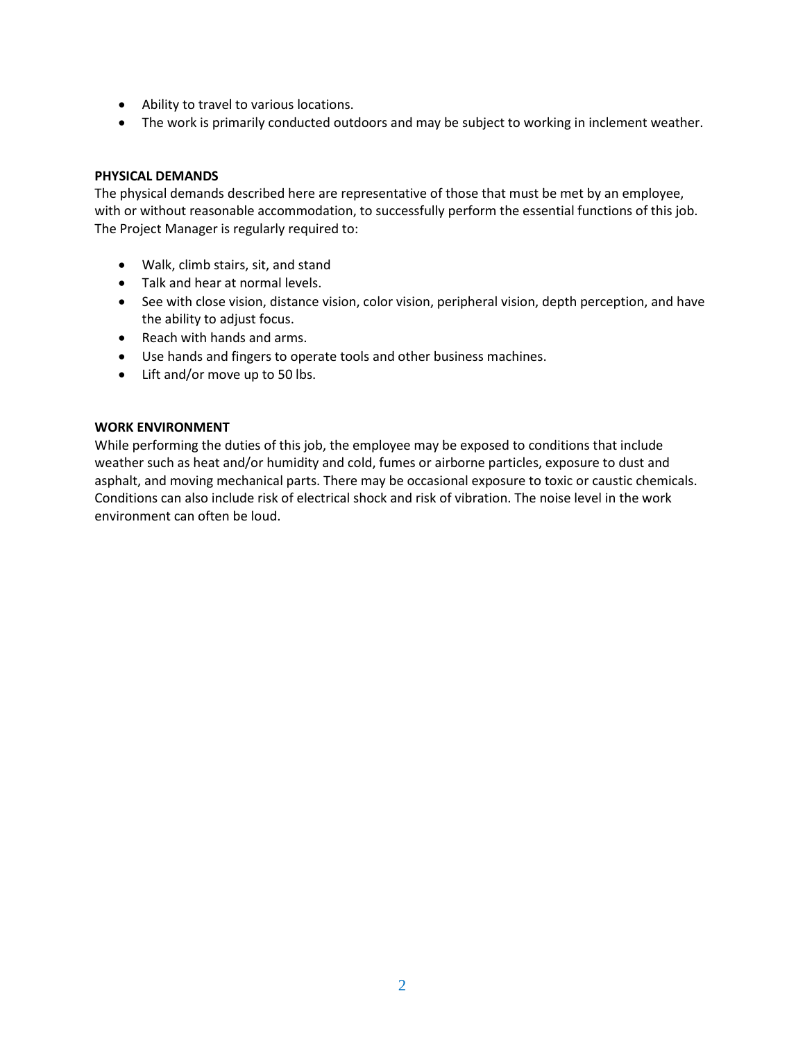- Ability to travel to various locations.
- The work is primarily conducted outdoors and may be subject to working in inclement weather.

**PHYSICAL DEMANDS**

The physical demands described here are representative of those that must be met by an employee, with or without reasonable accommodation, to successfully perform the essential functions of this job. The Project Manager is regularly required to:

- Walk, climb stairs, sit, and stand
- Talk and hear at normal levels.
- See with close vision, distance vision, color vision, peripheral vision, depth perception, and have the ability to adjust focus.
- Reach with hands and arms.
- Use hands and fingers to operate tools and other business machines.
- Lift and/or move up to 50 lbs.

**WORK ENVIRONMENT**

While performing the duties of this job, the employee may be exposed to conditions that include weather such as heat and/or humidity and cold, fumes or airborne particles, exposure to dust and asphalt, and moving mechanical parts. There may be occasional exposure to toxic or caustic chemicals. Conditions can also include risk of electrical shock and risk of vibration. The noise level in the work environment can often be loud.